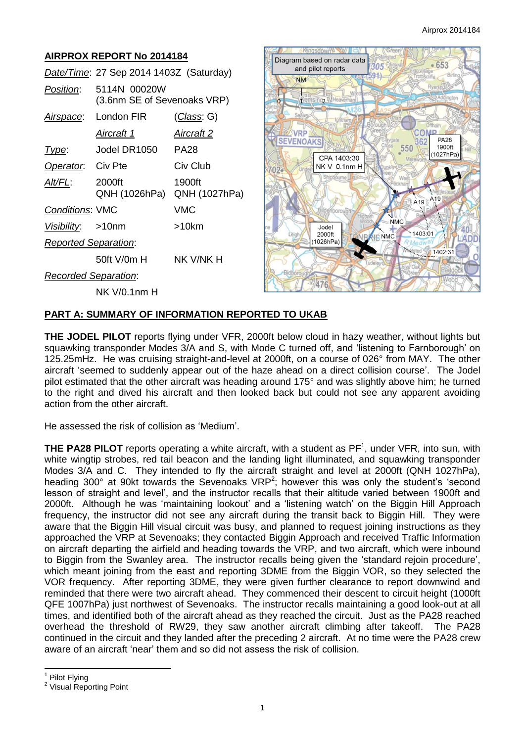## AIRPROX REPORT No 2014184

| | | |
|---|---|---|
| *Date/Time*: | 27 Sep 2014 1403Z (Saturday) | |
| *Position*: | 5114N 00020W (3.6nm SE of Sevenoaks VRP) | |
| *Airspace*: | London FIR | (*Class*: G) |
| | *Aircraft 1* | *Aircraft 2* |
| *Type*: | Jodel DR1050 | PA28 |
| *Operator*: | Civ Pte | Civ Club |
| *Alt/FL*: | 2000ft QNH (1026hPa) | 1900ft QNH (1027hPa) |
| *Conditions*: | VMC | VMC |
| *Visibility*: | >10nm | >10km |
| *Reported Separation*: | | |
| | 50ft V/0m H | NK V/NK H |
| *Recorded Separation*: | | |
| | NK V/0.1nm H | |

## PART A: SUMMARY OF INFORMATION REPORTED TO UKAB

**THE JODEL PILOT** reports flying under VFR, 2000ft below cloud in hazy weather, without lights but squawking transponder Modes 3/A and S, with Mode C turned off, and 'listening to Farnborough' on 125.25mHz. He was cruising straight-and-level at 2000ft, on a course of 026° from MAY. The other aircraft 'seemed to suddenly appear out of the haze ahead on a direct collision course'. The Jodel pilot estimated that the other aircraft was heading around 175° and was slightly above him; he turned to the right and dived his aircraft and then looked back but could not see any apparent avoiding action from the other aircraft.

He assessed the risk of collision as 'Medium'.

**THE PA28 PILOT** reports operating a white aircraft, with a student as PF[1], under VFR, into sun, with white wingtip strobes, red tail beacon and the landing light illuminated, and squawking transponder Modes 3/A and C. They intended to fly the aircraft straight and level at 2000ft (QNH 1027hPa), heading 300° at 90kt towards the Sevenoaks VRP[2]; however this was only the student's 'second lesson of straight and level', and the instructor recalls that their altitude varied between 1900ft and 2000ft. Although he was 'maintaining lookout' and a 'listening watch' on the Biggin Hill Approach frequency, the instructor did not see any aircraft during the transit back to Biggin Hill. They were aware that the Biggin Hill visual circuit was busy, and planned to request joining instructions as they approached the VRP at Sevenoaks; they contacted Biggin Approach and received Traffic Information on aircraft departing the airfield and heading towards the VRP, and two aircraft, which were inbound to Biggin from the Swanley area. The instructor recalls being given the 'standard rejoin procedure', which meant joining from the east and reporting 3DME from the Biggin VOR, so they selected the VOR frequency. After reporting 3DME, they were given further clearance to report downwind and reminded that there were two aircraft ahead. They commenced their descent to circuit height (1000ft QFE 1007hPa) just northwest of Sevenoaks. The instructor recalls maintaining a good look-out at all times, and identified both of the aircraft ahead as they reached the circuit. Just as the PA28 reached overhead the threshold of RW29, they saw another aircraft climbing after takeoff. The PA28 continued in the circuit and they landed after the preceding 2 aircraft. At no time were the PA28 crew aware of an aircraft 'near' them and so did not assess the risk of collision.

---

[1] Pilot Flying
[2] Visual Reporting Point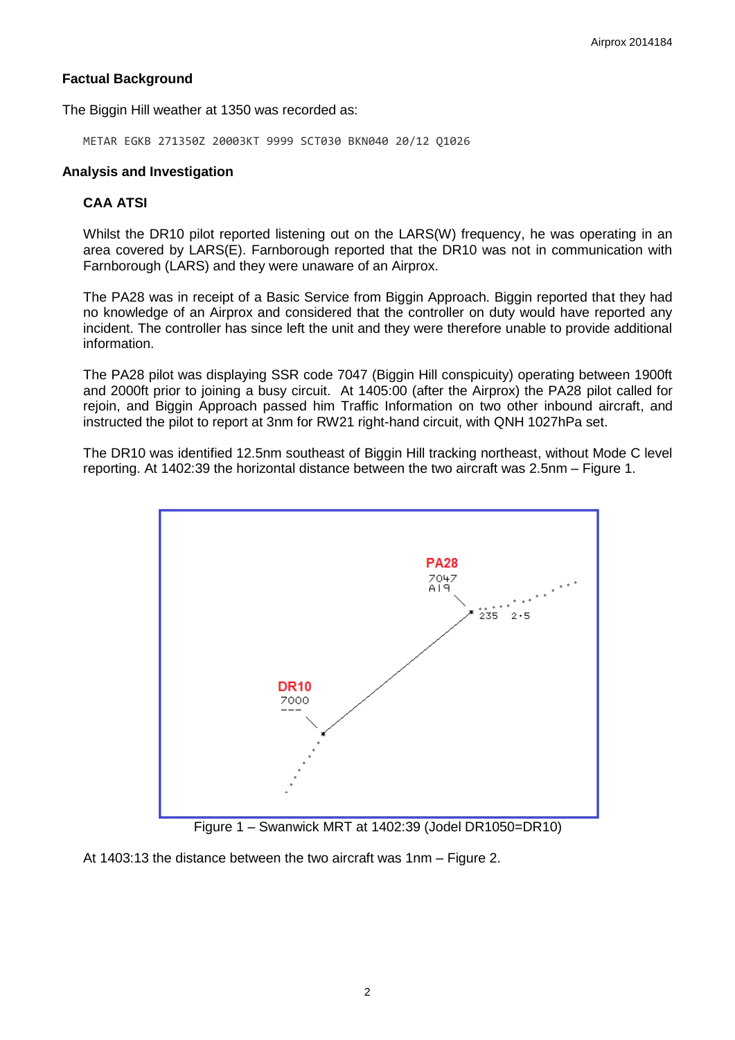## Factual Background

The Biggin Hill weather at 1350 was recorded as:

```
METAR EGKB 271350Z 20003KT 9999 SCT030 BKN040 20/12 Q1026
```

## Analysis and Investigation

### CAA ATSI

Whilst the DR10 pilot reported listening out on the LARS(W) frequency, he was operating in an area covered by LARS(E). Farnborough reported that the DR10 was not in communication with Farnborough (LARS) and they were unaware of an Airprox.

The PA28 was in receipt of a Basic Service from Biggin Approach. Biggin reported that they had no knowledge of an Airprox and considered that the controller on duty would have reported any incident. The controller has since left the unit and they were therefore unable to provide additional information.

The PA28 pilot was displaying SSR code 7047 (Biggin Hill conspicuity) operating between 1900ft and 2000ft prior to joining a busy circuit. At 1405:00 (after the Airprox) the PA28 pilot called for rejoin, and Biggin Approach passed him Traffic Information on two other inbound aircraft, and instructed the pilot to report at 3nm for RW21 right-hand circuit, with QNH 1027hPa set.

The DR10 was identified 12.5nm southeast of Biggin Hill tracking northeast, without Mode C level reporting. At 1402:39 the horizontal distance between the two aircraft was 2.5nm – Figure 1.

Figure 1 – Swanwick MRT at 1402:39 (Jodel DR1050=DR10)

At 1403:13 the distance between the two aircraft was 1nm – Figure 2.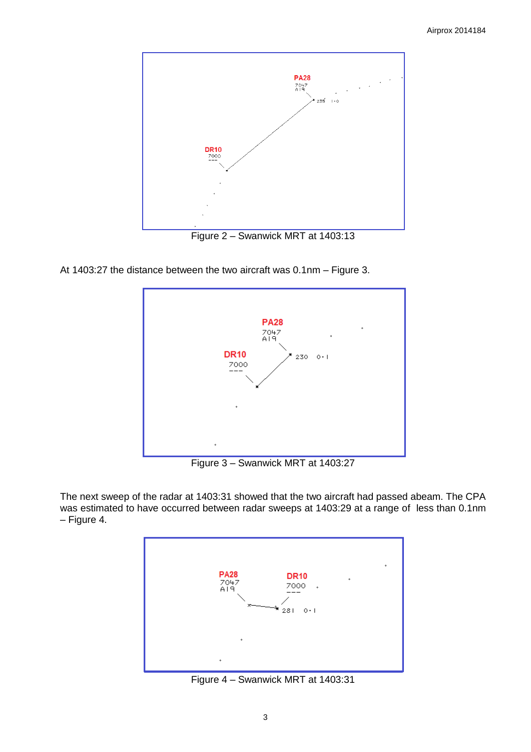Figure 2 – Swanwick MRT at 1403:13

At 1403:27 the distance between the two aircraft was 0.1nm – Figure 3.

Figure 3 – Swanwick MRT at 1403:27

The next sweep of the radar at 1403:31 showed that the two aircraft had passed abeam. The CPA was estimated to have occurred between radar sweeps at 1403:29 at a range of less than 0.1nm – Figure 4.

Figure 4 – Swanwick MRT at 1403:31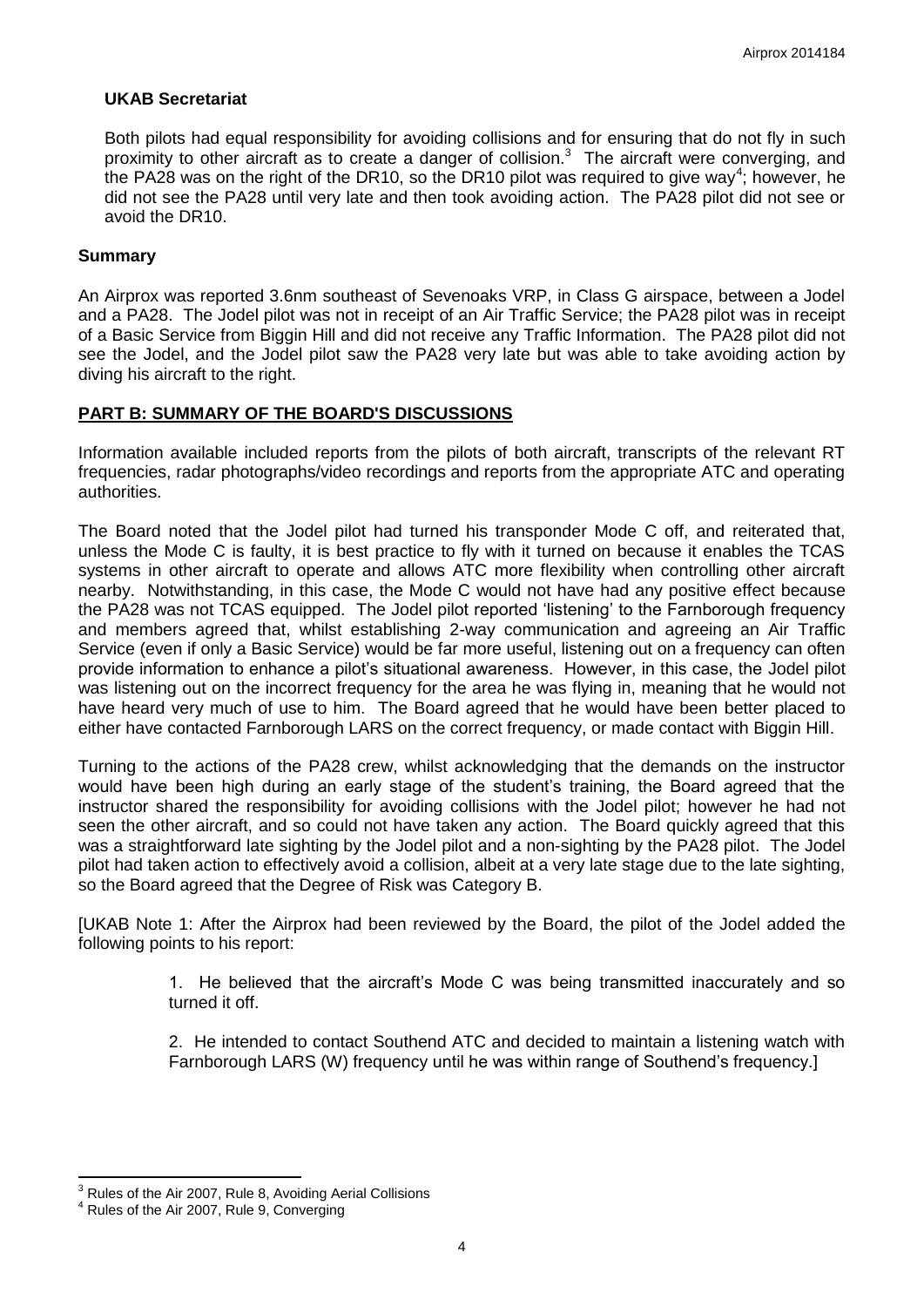**UKAB Secretariat**

Both pilots had equal responsibility for avoiding collisions and for ensuring that do not fly in such proximity to other aircraft as to create a danger of collision.[3] The aircraft were converging, and the PA28 was on the right of the DR10, so the DR10 pilot was required to give way[4]; however, he did not see the PA28 until very late and then took avoiding action. The PA28 pilot did not see or avoid the DR10.

**Summary**

An Airprox was reported 3.6nm southeast of Sevenoaks VRP, in Class G airspace, between a Jodel and a PA28. The Jodel pilot was not in receipt of an Air Traffic Service; the PA28 pilot was in receipt of a Basic Service from Biggin Hill and did not receive any Traffic Information. The PA28 pilot did not see the Jodel, and the Jodel pilot saw the PA28 very late but was able to take avoiding action by diving his aircraft to the right.

**PART B: SUMMARY OF THE BOARD'S DISCUSSIONS**

Information available included reports from the pilots of both aircraft, transcripts of the relevant RT frequencies, radar photographs/video recordings and reports from the appropriate ATC and operating authorities.

The Board noted that the Jodel pilot had turned his transponder Mode C off, and reiterated that, unless the Mode C is faulty, it is best practice to fly with it turned on because it enables the TCAS systems in other aircraft to operate and allows ATC more flexibility when controlling other aircraft nearby. Notwithstanding, in this case, the Mode C would not have had any positive effect because the PA28 was not TCAS equipped. The Jodel pilot reported 'listening' to the Farnborough frequency and members agreed that, whilst establishing 2-way communication and agreeing an Air Traffic Service (even if only a Basic Service) would be far more useful, listening out on a frequency can often provide information to enhance a pilot's situational awareness. However, in this case, the Jodel pilot was listening out on the incorrect frequency for the area he was flying in, meaning that he would not have heard very much of use to him. The Board agreed that he would have been better placed to either have contacted Farnborough LARS on the correct frequency, or made contact with Biggin Hill.

Turning to the actions of the PA28 crew, whilst acknowledging that the demands on the instructor would have been high during an early stage of the student's training, the Board agreed that the instructor shared the responsibility for avoiding collisions with the Jodel pilot; however he had not seen the other aircraft, and so could not have taken any action. The Board quickly agreed that this was a straightforward late sighting by the Jodel pilot and a non-sighting by the PA28 pilot. The Jodel pilot had taken action to effectively avoid a collision, albeit at a very late stage due to the late sighting, so the Board agreed that the Degree of Risk was Category B.

[UKAB Note 1: After the Airprox had been reviewed by the Board, the pilot of the Jodel added the following points to his report:

> 1. He believed that the aircraft's Mode C was being transmitted inaccurately and so turned it off.
>
> 2. He intended to contact Southend ATC and decided to maintain a listening watch with Farnborough LARS (W) frequency until he was within range of Southend's frequency.]

---

[3] Rules of the Air 2007, Rule 8, Avoiding Aerial Collisions

[4] Rules of the Air 2007, Rule 9, Converging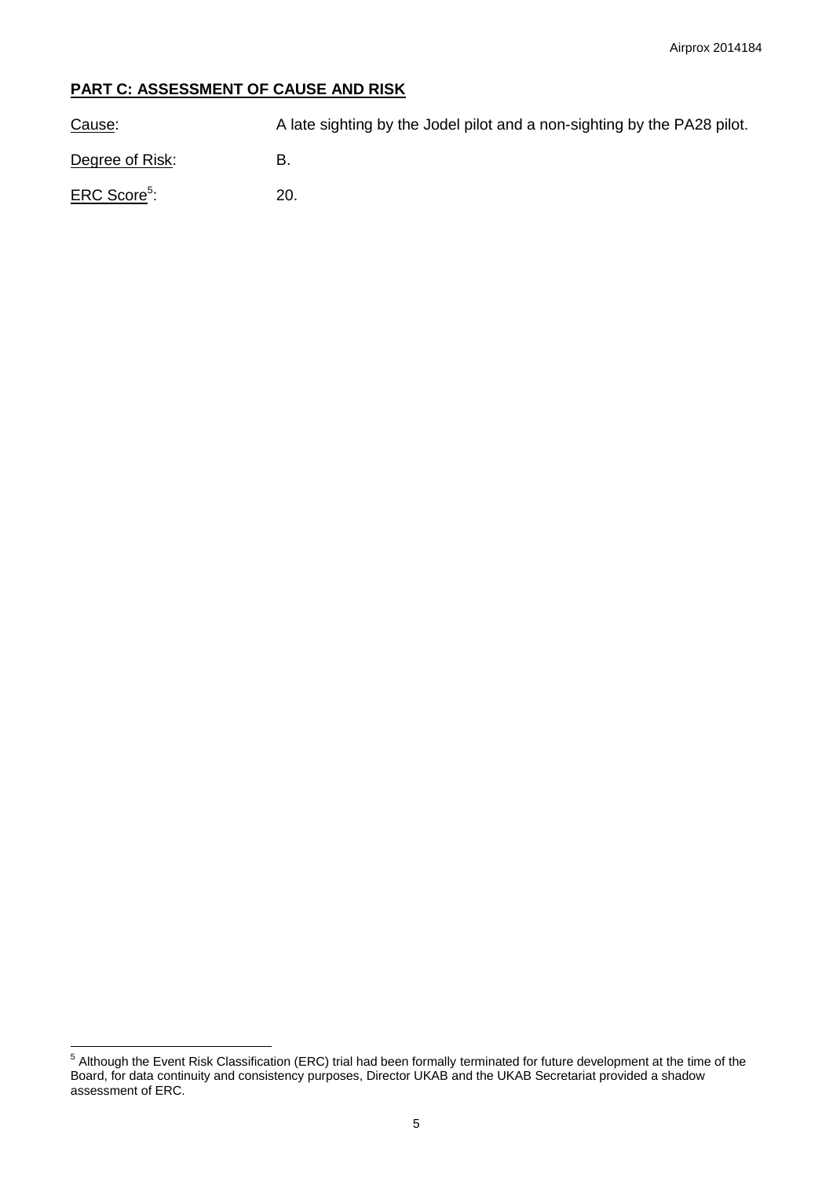**PART C: ASSESSMENT OF CAUSE AND RISK**

Cause: A late sighting by the Jodel pilot and a non-sighting by the PA28 pilot.

Degree of Risk: B.

ERC Score[5]: 20.

[5] Although the Event Risk Classification (ERC) trial had been formally terminated for future development at the time of the Board, for data continuity and consistency purposes, Director UKAB and the UKAB Secretariat provided a shadow assessment of ERC.